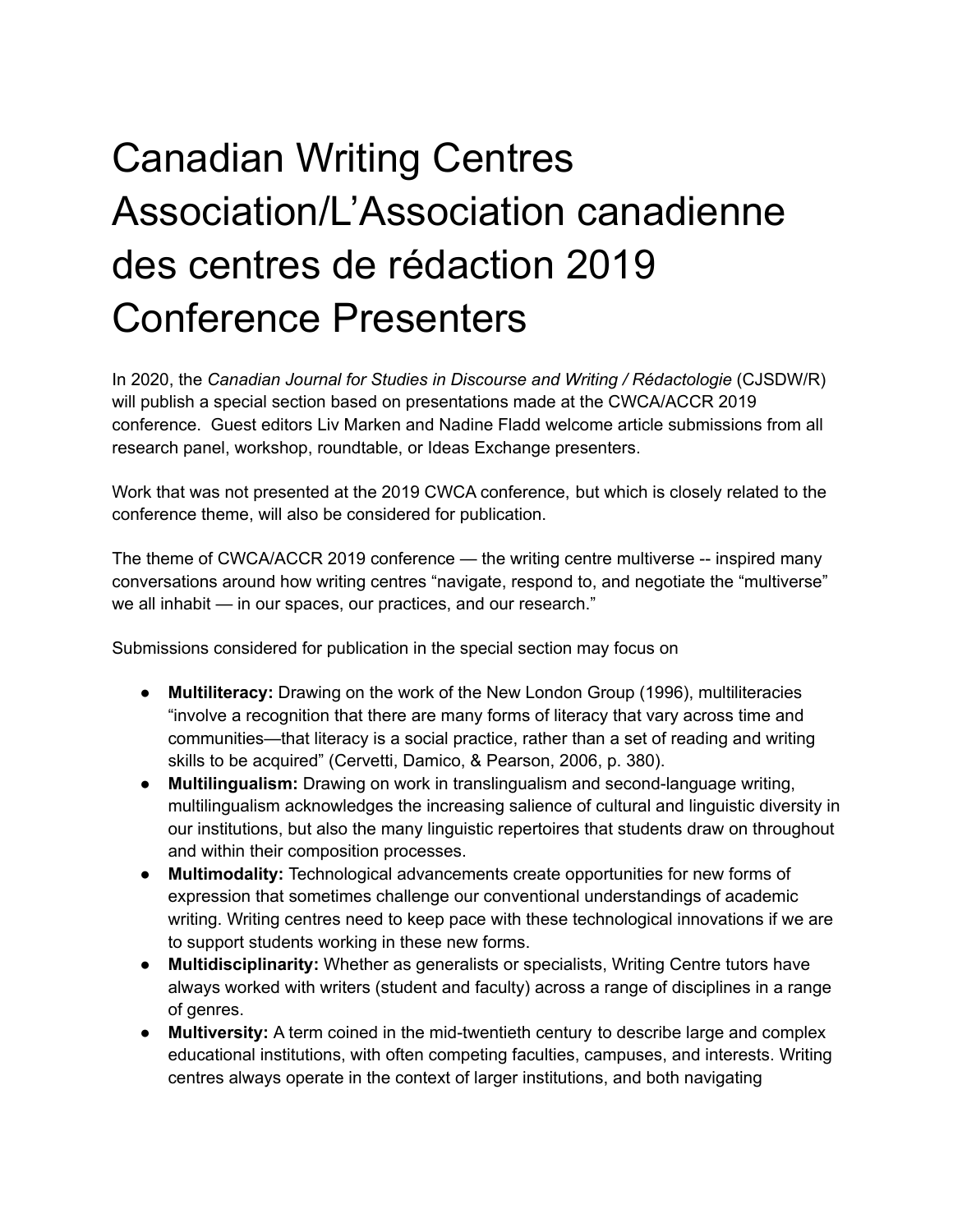# Canadian Writing Centres Association/L'Association canadienne des centres de rédaction 2019 Conference Presenters

In 2020, the *Canadian Journal for Studies in Discourse and Writing / Rédactologie* (CJSDW/R) will publish a special section based on presentations made at the CWCA/ACCR 2019 conference. Guest editors Liv Marken and Nadine Fladd welcome article submissions from all research panel, workshop, roundtable, or Ideas Exchange presenters.

Work that was not presented at the 2019 CWCA conference, but which is closely related to the conference theme, will also be considered for publication.

The theme of CWCA/ACCR 2019 conference — the writing centre multiverse -- inspired many conversations around how writing centres "navigate, respond to, and negotiate the "multiverse" we all inhabit — in our spaces, our practices, and our research."

Submissions considered for publication in the special section may focus on

- **Multiliteracy:** Drawing on the work of the New London Group (1996), multiliteracies "involve a recognition that there are many forms of literacy that vary across time and communities—that literacy is a social practice, rather than a set of reading and writing skills to be acquired" (Cervetti, Damico, & Pearson, 2006, p. 380).
- **Multilingualism:** Drawing on work in translingualism and second-language writing, multilingualism acknowledges the increasing salience of cultural and linguistic diversity in our institutions, but also the many linguistic repertoires that students draw on throughout and within their composition processes.
- **Multimodality:** Technological advancements create opportunities for new forms of expression that sometimes challenge our conventional understandings of academic writing. Writing centres need to keep pace with these technological innovations if we are to support students working in these new forms.
- **Multidisciplinarity:** Whether as generalists or specialists, Writing Centre tutors have always worked with writers (student and faculty) across a range of disciplines in a range of genres.
- **Multiversity:** A term coined in the mid-twentieth century to describe large and complex educational institutions, with often competing faculties, campuses, and interests. Writing centres always operate in the context of larger institutions, and both navigating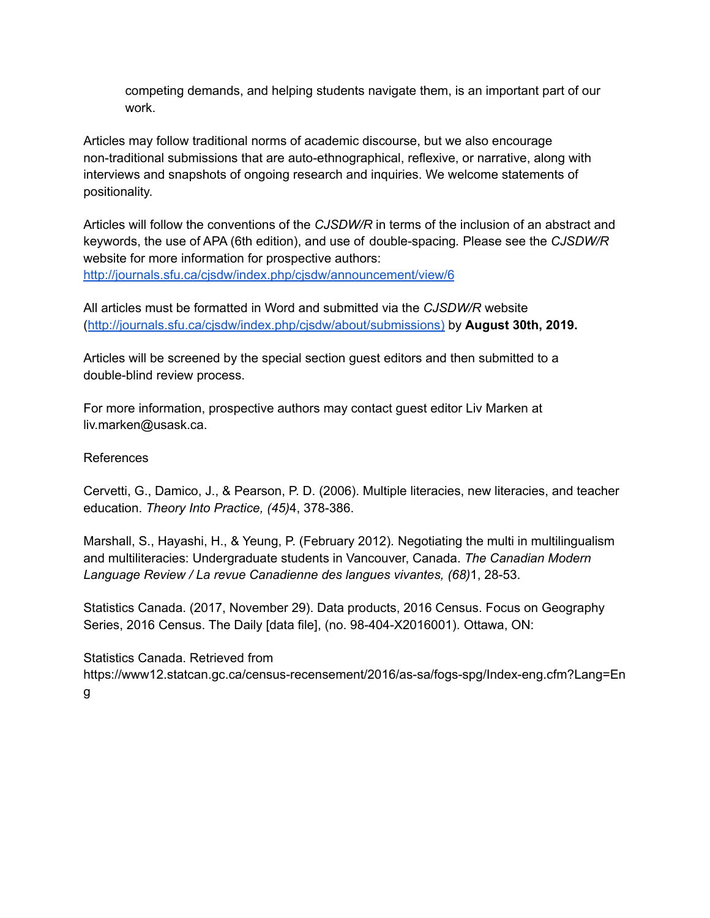competing demands, and helping students navigate them, is an important part of our work.

Articles may follow traditional norms of academic discourse, but we also encourage non-traditional submissions that are auto-ethnographical, reflexive, or narrative, along with interviews and snapshots of ongoing research and inquiries. We welcome statements of positionality.

Articles will follow the conventions of the *CJSDW/R* in terms of the inclusion of an abstract and keywords, the use of APA (6th edition), and use of double-spacing. Please see the *CJSDW/R* website for more information for prospective authors: [http://journals.sfu.ca/cjsdw/index.php/cjsdw/announcement/view/6](http://journals.sfu.ca/cjsdw/index.php/cjsdw/announcement/view/6)

All articles must be formatted in Word and submitted via the *CJSDW/R* website ([http://journals.sfu.ca/cjsdw/index.php/cjsdw/about/submissions](http://journals.sfu.ca/cjsdw/index.php/cjsdw/about/submissions)) by **August 30th, 2019.**

Articles will be screened by the special section guest editors and then submitted to a double-blind review process.

For more information, prospective authors may contact guest editor Liv Marken at liv.marken@usask.ca.

References

Cervetti, G., Damico, J., & Pearson, P. D. (2006). Multiple literacies, new literacies, and teacher education. *Theory Into Practice, (45)*4, 378-386.

Marshall, S., Hayashi, H., & Yeung, P. (February 2012). Negotiating the multi in multilingualism and multiliteracies: Undergraduate students in Vancouver, Canada. *The Canadian Modern Language Review / La revue Canadienne des langues vivantes, (68)*1, 28-53.

Statistics Canada. (2017, November 29). Data products, 2016 Census. Focus on Geography Series, 2016 Census. The Daily [data file], (no. 98-404-X2016001). Ottawa, ON:

Statistics Canada. Retrieved from https://www12.statcan.gc.ca/census-recensement/2016/as-sa/fogs-spg/Index-eng.cfm?Lang=Eng